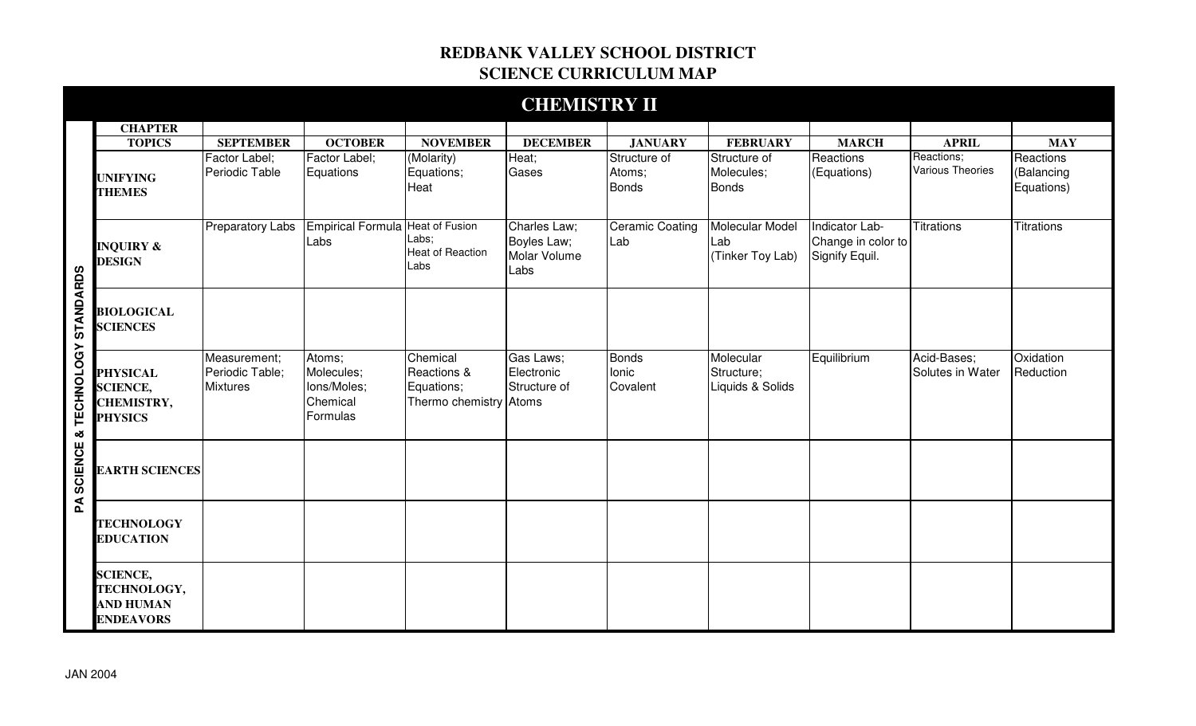# REDBANK VALLEY SCHOOL DISTRICT
## SCIENCE CURRICULUM MAP

## CHEMISTRY II

PA SCIENCE & TECHNOLOGY STANDARDS

| CHAPTER TOPICS | SEPTEMBER | OCTOBER | NOVEMBER | DECEMBER | JANUARY | FEBRUARY | MARCH | APRIL | MAY |
|---|---|---|---|---|---|---|---|---|---|
| **UNIFYING THEMES** | Factor Label; Periodic Table | Factor Label; Equations | (Molarity) Equations; Heat | Heat; Gases | Structure of Atoms; Bonds | Structure of Molecules; Bonds | Reactions (Equations) | Reactions; Various Theories | Reactions (Balancing Equations) |
| **INQUIRY & DESIGN** | Preparatory Labs | Empirical Formula Labs | Heat of Fusion Labs; Heat of Reaction Labs | Charles Law; Boyles Law; Molar Volume Labs | Ceramic Coating Lab | Molecular Model Lab (Tinker Toy Lab) | Indicator Lab-Change in color to Signify Equil. | Titrations | Titrations |
| **BIOLOGICAL SCIENCES** | | | | | | | | | |
| **PHYSICAL SCIENCE, CHEMISTRY, PHYSICS** | Measurement; Periodic Table; Mixtures | Atoms; Molecules; Ions/Moles; Chemical Formulas | Chemical Reactions & Equations; Thermo chemistry | Gas Laws; Electronic Structure of Atoms | Bonds Ionic Covalent | Molecular Structure; Liquids & Solids | Equilibrium | Acid-Bases; Solutes in Water | Oxidation Reduction |
| **EARTH SCIENCES** | | | | | | | | | |
| **TECHNOLOGY EDUCATION** | | | | | | | | | |
| **SCIENCE, TECHNOLOGY, AND HUMAN ENDEAVORS** | | | | | | | | | |

JAN 2004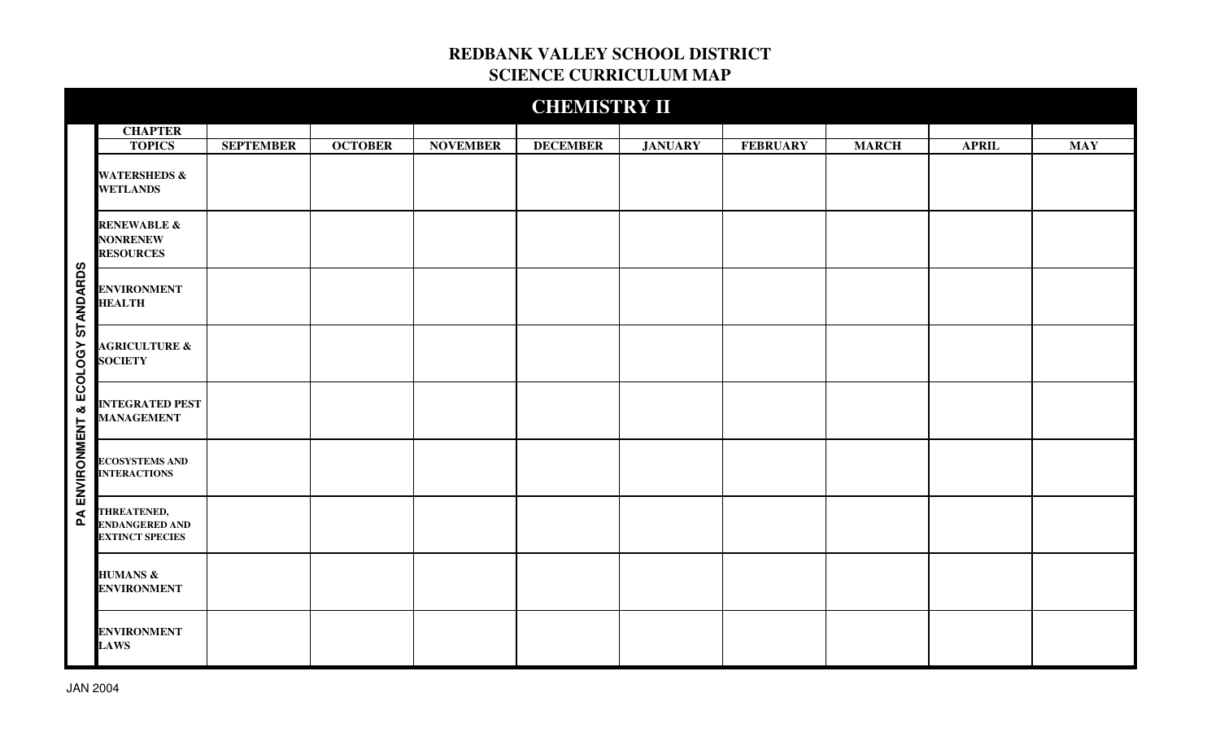# REDBANK VALLEY SCHOOL DISTRICT
## SCIENCE CURRICULUM MAP

## CHEMISTRY II

PA ENVIRONMENT & ECOLOGY STANDARDS

| CHAPTER TOPICS | SEPTEMBER | OCTOBER | NOVEMBER | DECEMBER | JANUARY | FEBRUARY | MARCH | APRIL | MAY |
|---|---|---|---|---|---|---|---|---|---|
| WATERSHEDS & WETLANDS | | | | | | | | | |
| RENEWABLE & NONRENEW RESOURCES | | | | | | | | | |
| ENVIRONMENT HEALTH | | | | | | | | | |
| AGRICULTURE & SOCIETY | | | | | | | | | |
| INTEGRATED PEST MANAGEMENT | | | | | | | | | |
| ECOSYSTEMS AND INTERACTIONS | | | | | | | | | |
| THREATENED, ENDANGERED AND EXTINCT SPECIES | | | | | | | | | |
| HUMANS & ENVIRONMENT | | | | | | | | | |
| ENVIRONMENT LAWS | | | | | | | | | |

JAN 2004